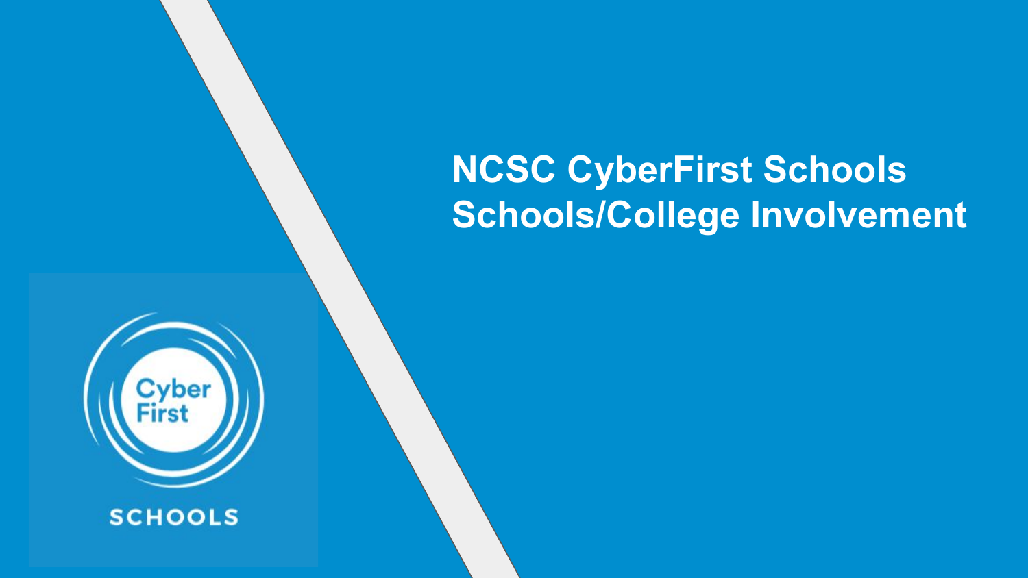# NCSC CyberFirst Schools Schools/College Involvement

Cyber First

SCHOOLS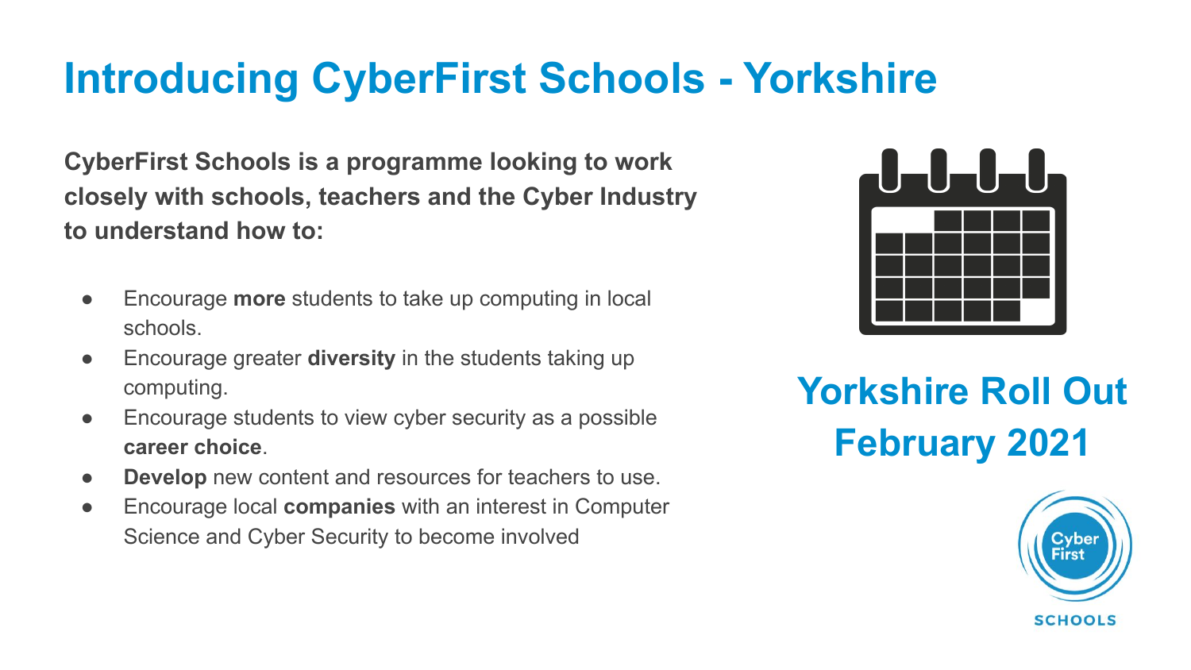# Introducing CyberFirst Schools - Yorkshire

**CyberFirst Schools is a programme looking to work closely with schools, teachers and the Cyber Industry to understand how to:**

- Encourage **more** students to take up computing in local schools.
- Encourage greater **diversity** in the students taking up computing.
- Encourage students to view cyber security as a possible **career choice**.
- **Develop** new content and resources for teachers to use.
- Encourage local **companies** with an interest in Computer Science and Cyber Security to become involved

## Yorkshire Roll Out February 2021

Cyber First

SCHOOLS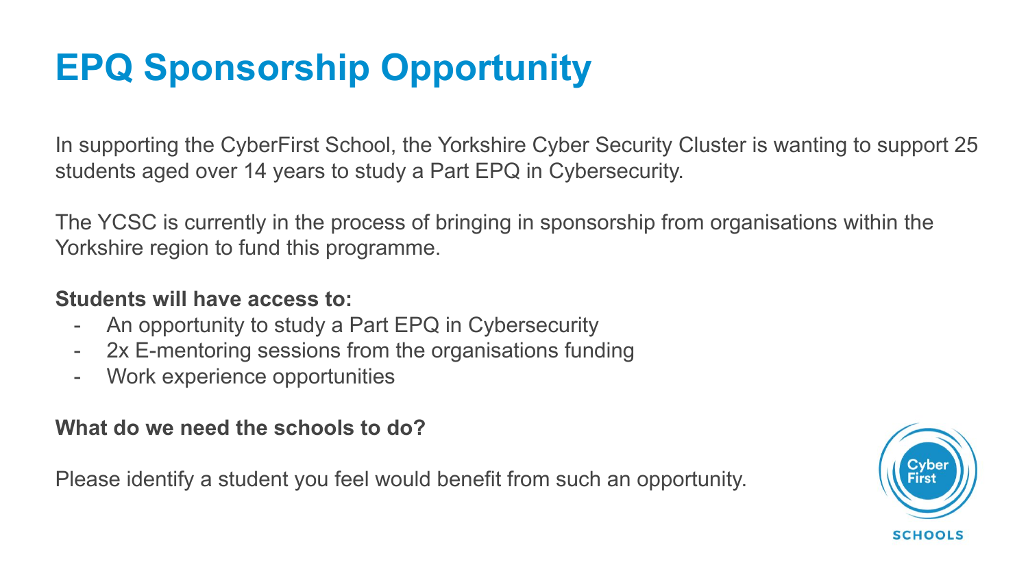# EPQ Sponsorship Opportunity

In supporting the CyberFirst School, the Yorkshire Cyber Security Cluster is wanting to support 25 students aged over 14 years to study a Part EPQ in Cybersecurity.

The YCSC is currently in the process of bringing in sponsorship from organisations within the Yorkshire region to fund this programme.

**Students will have access to:**

- An opportunity to study a Part EPQ in Cybersecurity
- 2x E-mentoring sessions from the organisations funding
- Work experience opportunities

**What do we need the schools to do?**

Please identify a student you feel would benefit from such an opportunity.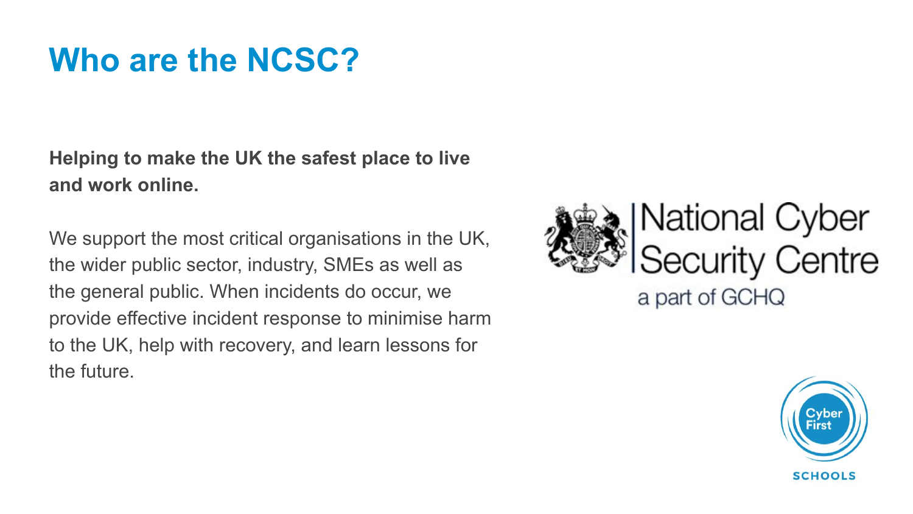# Who are the NCSC?

**Helping to make the UK the safest place to live and work online.**

We support the most critical organisations in the UK, the wider public sector, industry, SMEs as well as the general public. When incidents do occur, we provide effective incident response to minimise harm to the UK, help with recovery, and learn lessons for the future.

National Cyber Security Centre
a part of GCHQ

Cyber First
SCHOOLS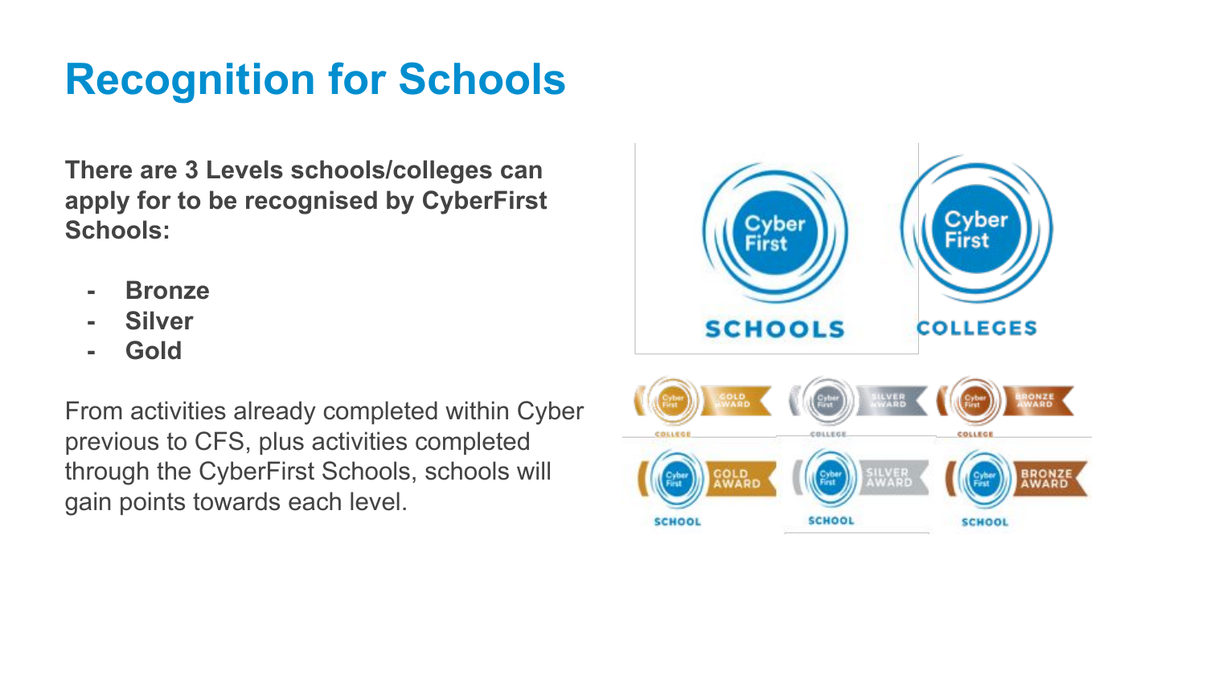# Recognition for Schools

**There are 3 Levels schools/colleges can apply for to be recognised by CyberFirst Schools:**

- **Bronze**
- **Silver**
- **Gold**

From activities already completed within Cyber previous to CFS, plus activities completed through the CyberFirst Schools, schools will gain points towards each level.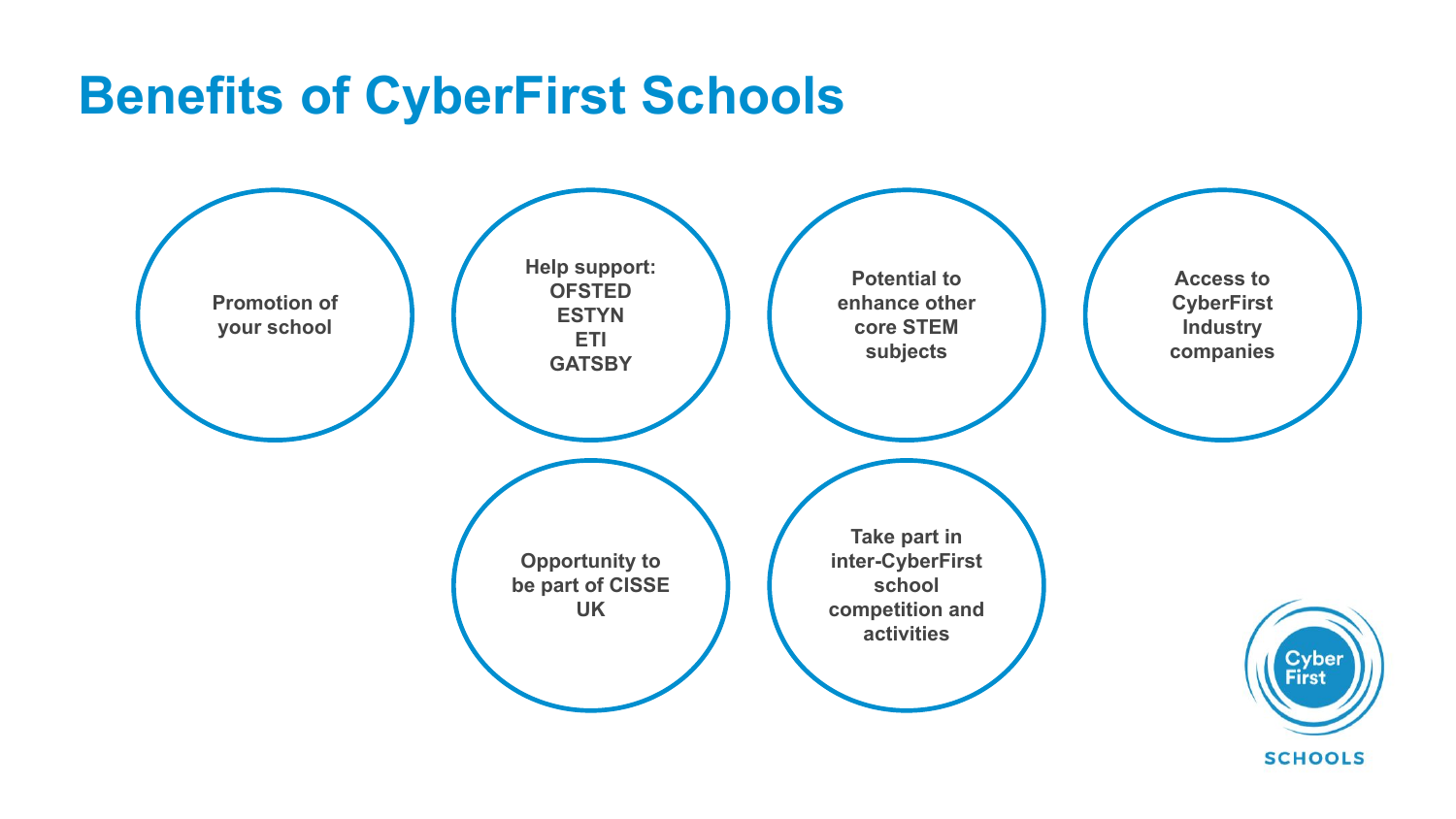# Benefits of CyberFirst Schools

- **Promotion of your school**
- **Help support: OFSTED ESTYN ETI GATSBY**
- **Potential to enhance other core STEM subjects**
- **Access to CyberFirst Industry companies**
- **Opportunity to be part of CISSE UK**
- **Take part in inter-CyberFirst school competition and activities**

Cyber First SCHOOLS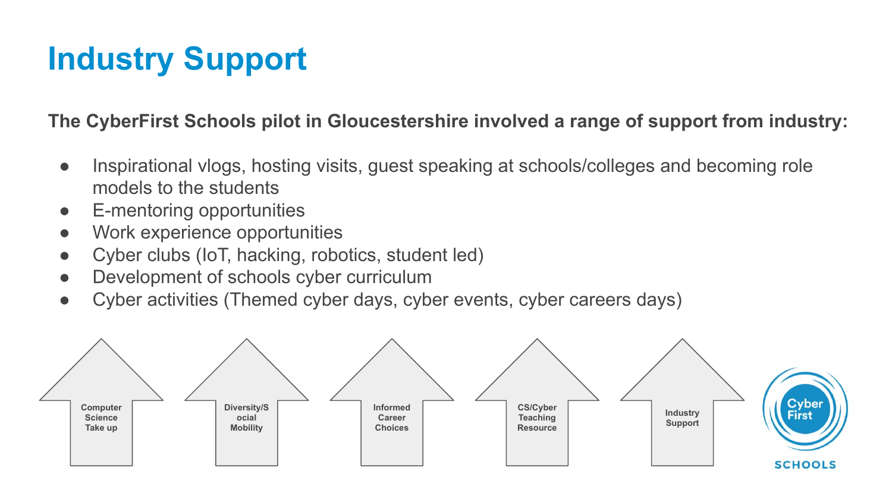# Industry Support

**The CyberFirst Schools pilot in Gloucestershire involved a range of support from industry:**

- Inspirational vlogs, hosting visits, guest speaking at schools/colleges and becoming role models to the students
- E-mentoring opportunities
- Work experience opportunities
- Cyber clubs (IoT, hacking, robotics, student led)
- Development of schools cyber curriculum
- Cyber activities (Themed cyber days, cyber events, cyber careers days)

Computer Science Take up

Diversity/Social Mobility

Informed Career Choices

CS/Cyber Teaching Resource

Industry Support

Cyber First SCHOOLS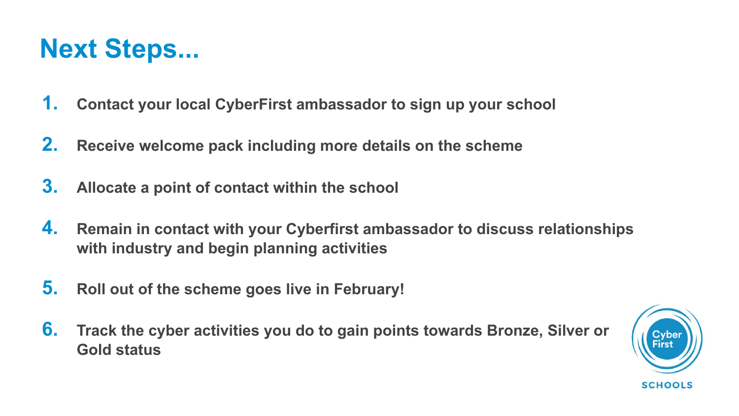# Next Steps...

1. Contact your local CyberFirst ambassador to sign up your school
2. Receive welcome pack including more details on the scheme
3. Allocate a point of contact within the school
4. Remain in contact with your Cyberfirst ambassador to discuss relationships with industry and begin planning activities
5. Roll out of the scheme goes live in February!
6. Track the cyber activities you do to gain points towards Bronze, Silver or Gold status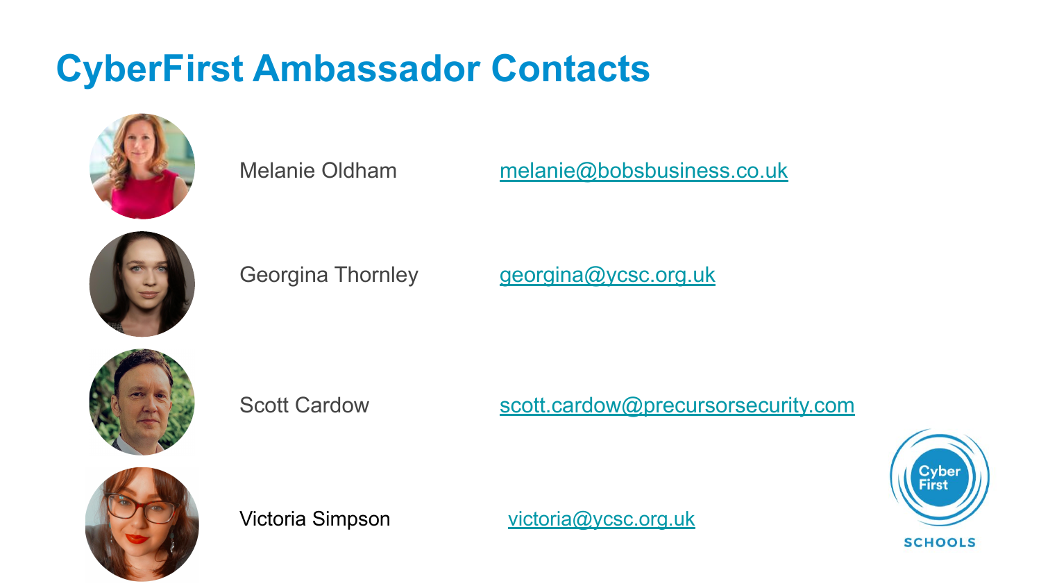# CyberFirst Ambassador Contacts

| | |
|---|---|
| Melanie Oldham | melanie@bobsbusiness.co.uk |
| Georgina Thornley | georgina@ycsc.org.uk |
| Scott Cardow | scott.cardow@precursorsecurity.com |
| Victoria Simpson | victoria@ycsc.org.uk |

Cyber First

SCHOOLS